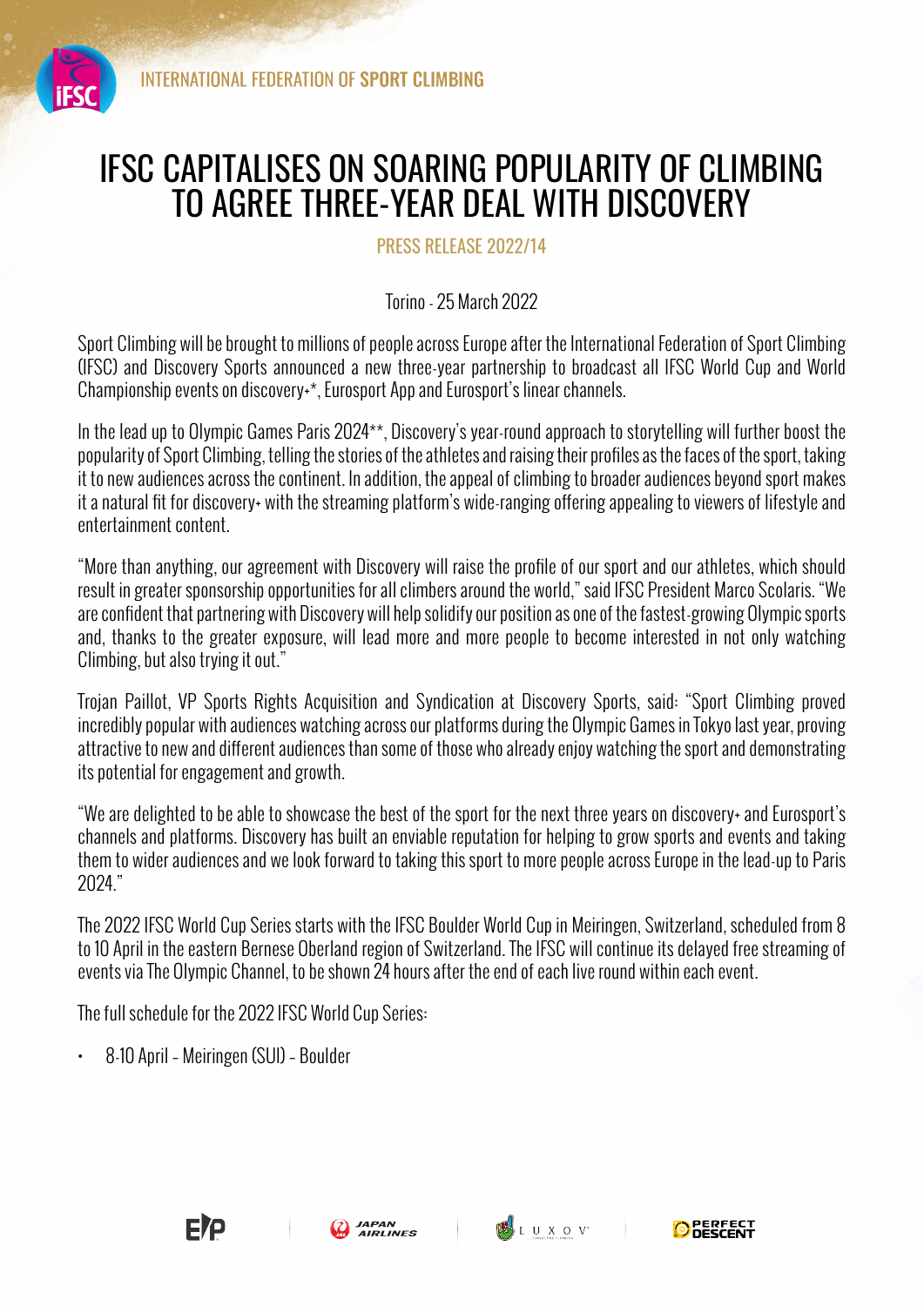INTERNATIONAL FEDERATION OF **SPORT CLIMBING**

# IFSC CAPITALISES ON SOARING POPULARITY OF CLIMBING TO AGREE THREE-YEAR DEAL WITH DISCOVERY

PRESS RELEASE 2022/14

Torino - 25 March 2022

Sport Climbing will be brought to millions of people across Europe after the International Federation of Sport Climbing (IFSC) and Discovery Sports announced a new three-year partnership to broadcast all IFSC World Cup and World Championship events on discovery+*, Eurosport App and Eurosport's linear channels.

In the lead up to Olympic Games Paris 2024**, Discovery's year-round approach to storytelling will further boost the popularity of Sport Climbing, telling the stories of the athletes and raising their profiles as the faces of the sport, taking it to new audiences across the continent. In addition, the appeal of climbing to broader audiences beyond sport makes it a natural fit for discovery+ with the streaming platform's wide-ranging offering appealing to viewers of lifestyle and entertainment content.

"More than anything, our agreement with Discovery will raise the profile of our sport and our athletes, which should result in greater sponsorship opportunities for all climbers around the world," said IFSC President Marco Scolaris. "We are confident that partnering with Discovery will help solidify our position as one of the fastest-growing Olympic sports and, thanks to the greater exposure, will lead more and more people to become interested in not only watching Climbing, but also trying it out."

Trojan Paillot, VP Sports Rights Acquisition and Syndication at Discovery Sports, said: "Sport Climbing proved incredibly popular with audiences watching across our platforms during the Olympic Games in Tokyo last year, proving attractive to new and different audiences than some of those who already enjoy watching the sport and demonstrating its potential for engagement and growth.

"We are delighted to be able to showcase the best of the sport for the next three years on discovery+ and Eurosport's channels and platforms. Discovery has built an enviable reputation for helping to grow sports and events and taking them to wider audiences and we look forward to taking this sport to more people across Europe in the lead-up to Paris 2024."

The 2022 IFSC World Cup Series starts with the IFSC Boulder World Cup in Meiringen, Switzerland, scheduled from 8 to 10 April in the eastern Bernese Oberland region of Switzerland. The IFSC will continue its delayed free streaming of events via The Olympic Channel, to be shown 24 hours after the end of each live round within each event.

The full schedule for the 2022 IFSC World Cup Series:

- 8-10 April – Meiringen (SUI) – Boulder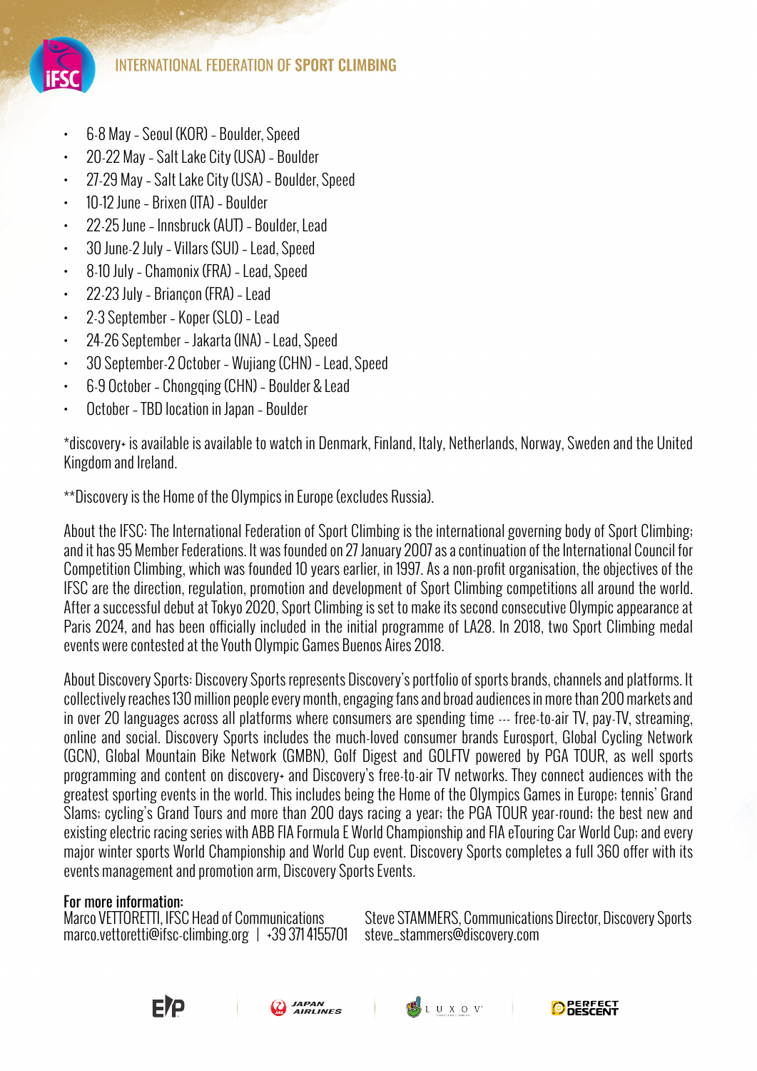- 6-8 May - Seoul (KOR) - Boulder, Speed
- 20-22 May - Salt Lake City (USA) - Boulder
- 27-29 May - Salt Lake City (USA) - Boulder, Speed
- 10-12 June - Brixen (ITA) - Boulder
- 22-25 June - Innsbruck (AUT) - Boulder, Lead
- 30 June-2 July - Villars (SUI) - Lead, Speed
- 8-10 July - Chamonix (FRA) - Lead, Speed
- 22-23 July - Briançon (FRA) - Lead
- 2-3 September - Koper (SLO) - Lead
- 24-26 September - Jakarta (INA) - Lead, Speed
- 30 September-2 October - Wujiang (CHN) - Lead, Speed
- 6-9 October - Chongqing (CHN) - Boulder & Lead
- October - TBD location in Japan - Boulder

*discovery+ is available to watch in Denmark, Finland, Italy, Netherlands, Norway, Sweden and the United Kingdom and Ireland.

**Discovery is the Home of the Olympics in Europe (excludes Russia).

About the IFSC: The International Federation of Sport Climbing is the international governing body of Sport Climbing; and it has 95 Member Federations. It was founded on 27 January 2007 as a continuation of the International Council for Competition Climbing, which was founded 10 years earlier, in 1997. As a non-profit organisation, the objectives of the IFSC are the direction, regulation, promotion and development of Sport Climbing competitions all around the world. After a successful debut at Tokyo 2020, Sport Climbing is set to make its second consecutive Olympic appearance at Paris 2024, and has been officially included in the initial programme of LA28. In 2018, two Sport Climbing medal events were contested at the Youth Olympic Games Buenos Aires 2018.

About Discovery Sports: Discovery Sports represents Discovery's portfolio of sports brands, channels and platforms. It collectively reaches 130 million people every month, engaging fans and broad audiences in more than 200 markets and in over 20 languages across all platforms where consumers are spending time --- free-to-air TV, pay-TV, streaming, online and social. Discovery Sports includes the much-loved consumer brands Eurosport, Global Cycling Network (GCN), Global Mountain Bike Network (GMBN), Golf Digest and GOLFTV powered by PGA TOUR, as well sports programming and content on discovery+ and Discovery's free-to-air TV networks. They connect audiences with the greatest sporting events in the world. This includes being the Home of the Olympics Games in Europe; tennis' Grand Slams; cycling's Grand Tours and more than 200 days racing a year; the PGA TOUR year-round; the best new and existing electric racing series with ABB FIA Formula E World Championship and FIA eTouring Car World Cup; and every major winter sports World Championship and World Cup event. Discovery Sports completes a full 360 offer with its events management and promotion arm, Discovery Sports Events.

**For more information:**

Marco VETTORETTI, IFSC Head of Communications
marco.vettoretti@ifsc-climbing.org | +39 371 4155701

Steve STAMMERS, Communications Director, Discovery Sports
steve_stammers@discovery.com